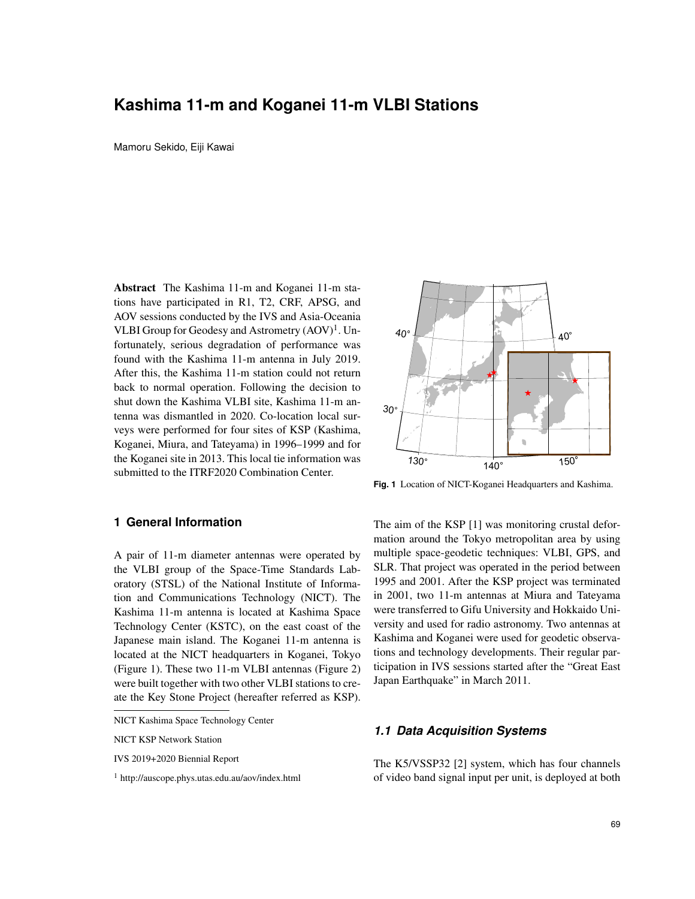# Kashima 11-m and Koganei 11-m VLBI Stations

Mamoru Sekido, Eiji Kawai

**Abstract** The Kashima 11-m and Koganei 11-m stations have participated in R1, T2, CRF, APSG, and AOV sessions conducted by the IVS and Asia-Oceania VLBI Group for Geodesy and Astrometry (AOV)[1]. Unfortunately, serious degradation of performance was found with the Kashima 11-m antenna in July 2019. After this, the Kashima 11-m station could not return back to normal operation. Following the decision to shut down the Kashima VLBI site, Kashima 11-m antenna was dismantled in 2020. Co-location local surveys were performed for four sites of KSP (Kashima, Koganei, Miura, and Tateyama) in 1996–1999 and for the Koganei site in 2013. This local tie information was submitted to the ITRF2020 Combination Center.

**Fig. 1** Location of NICT-Koganei Headquarters and Kashima.

## 1 General Information

A pair of 11-m diameter antennas were operated by the VLBI group of the Space-Time Standards Laboratory (STSL) of the National Institute of Information and Communications Technology (NICT). The Kashima 11-m antenna is located at Kashima Space Technology Center (KSTC), on the east coast of the Japanese main island. The Koganei 11-m antenna is located at the NICT headquarters in Koganei, Tokyo (Figure 1). These two 11-m VLBI antennas (Figure 2) were built together with two other VLBI stations to create the Key Stone Project (hereafter referred as KSP). The aim of the KSP [1] was monitoring crustal deformation around the Tokyo metropolitan area by using multiple space-geodetic techniques: VLBI, GPS, and SLR. That project was operated in the period between 1995 and 2001. After the KSP project was terminated in 2001, two 11-m antennas at Miura and Tateyama were transferred to Gifu University and Hokkaido University and used for radio astronomy. Two antennas at Kashima and Koganei were used for geodetic observations and technology developments. Their regular participation in IVS sessions started after the "Great East Japan Earthquake" in March 2011.

NICT Kashima Space Technology Center

NICT KSP Network Station

IVS 2019+2020 Biennial Report

[1] http://auscope.phys.utas.edu.au/aov/index.html

### *1.1 Data Acquisition Systems*

The K5/VSSP32 [2] system, which has four channels of video band signal input per unit, is deployed at both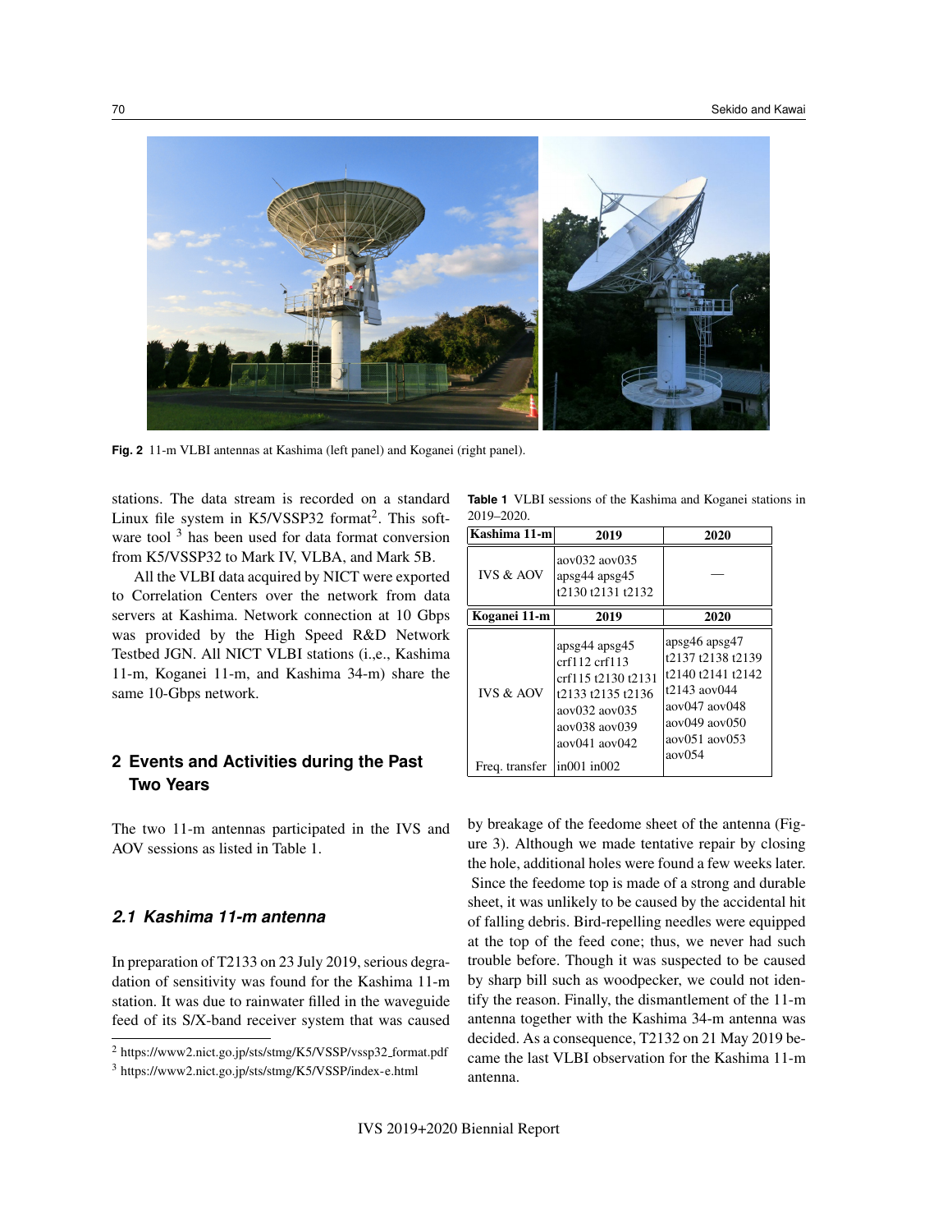Fig. 2 11-m VLBI antennas at Kashima (left panel) and Koganei (right panel).

stations. The data stream is recorded on a standard Linux file system in K5/VSSP32 format[2]. This software tool [3] has been used for data format conversion from K5/VSSP32 to Mark IV, VLBA, and Mark 5B.

All the VLBI data acquired by NICT were exported to Correlation Centers over the network from data servers at Kashima. Network connection at 10 Gbps was provided by the High Speed R&D Network Testbed JGN. All NICT VLBI stations (i.,e., Kashima 11-m, Koganei 11-m, and Kashima 34-m) share the same 10-Gbps network.

## 2 Events and Activities during the Past Two Years

The two 11-m antennas participated in the IVS and AOV sessions as listed in Table 1.

**Table 1** VLBI sessions of the Kashima and Koganei stations in 2019–2020.

| **Kashima 11-m** | **2019** | **2020** |
|---|---|---|
| IVS & AOV | aov032 aov035 apsg44 apsg45 t2130 t2131 t2132 | — |
| **Koganei 11-m** | **2019** | **2020** |
| IVS & AOV | apsg44 apsg45 crf112 crf113 crf115 t2130 t2131 t2133 t2135 t2136 aov032 aov035 aov038 aov039 aov041 aov042 | apsg46 apsg47 t2137 t2138 t2139 t2140 t2141 t2142 t2143 aov044 aov047 aov048 aov049 aov050 aov051 aov053 aov054 |
| Freq. transfer | in001 in002 | |

### *2.1 Kashima 11-m antenna*

In preparation of T2133 on 23 July 2019, serious degradation of sensitivity was found for the Kashima 11-m station. It was due to rainwater filled in the waveguide feed of its S/X-band receiver system that was caused by breakage of the feedome sheet of the antenna (Figure 3). Although we made tentative repair by closing the hole, additional holes were found a few weeks later. Since the feedome top is made of a strong and durable sheet, it was unlikely to be caused by the accidental hit of falling debris. Bird-repelling needles were equipped at the top of the feed cone; thus, we never had such trouble before. Though it was suspected to be caused by sharp bill such as woodpecker, we could not identify the reason. Finally, the dismantlement of the 11-m antenna together with the Kashima 34-m antenna was decided. As a consequence, T2132 on 21 May 2019 became the last VLBI observation for the Kashima 11-m antenna.

[2] https://www2.nict.go.jp/sts/stmg/K5/VSSP/vssp32_format.pdf

[3] https://www2.nict.go.jp/sts/stmg/K5/VSSP/index-e.html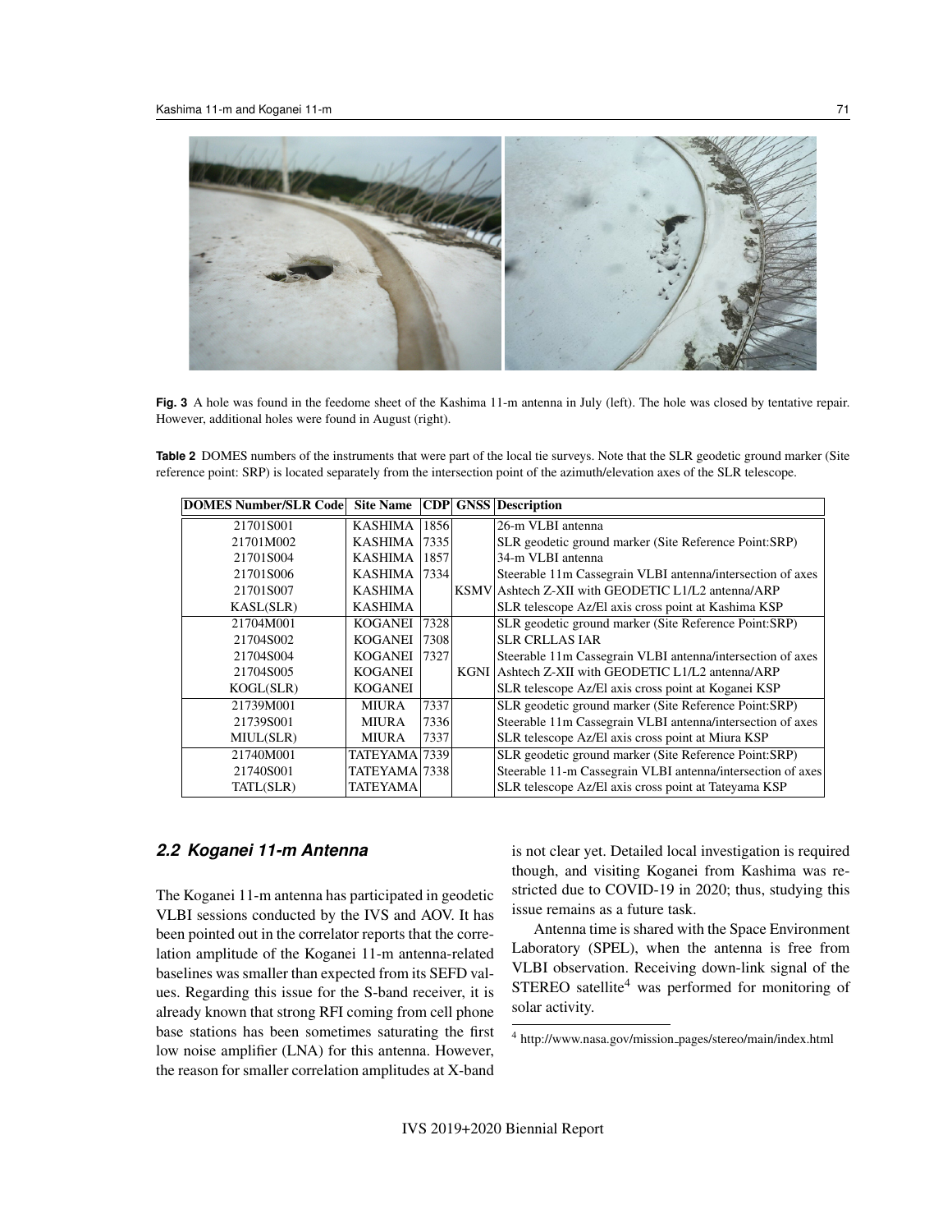**Fig. 3** A hole was found in the feedome sheet of the Kashima 11-m antenna in July (left). The hole was closed by tentative repair. However, additional holes were found in August (right).

**Table 2** DOMES numbers of the instruments that were part of the local tie surveys. Note that the SLR geodetic ground marker (Site reference point: SRP) is located separately from the intersection point of the azimuth/elevation axes of the SLR telescope.

| DOMES Number/SLR Code | Site Name | CDP | GNSS | Description |
|---|---|---|---|---|
| 21701S001 | KASHIMA | 1856 | | 26-m VLBI antenna |
| 21701M002 | KASHIMA | 7335 | | SLR geodetic ground marker (Site Reference Point:SRP) |
| 21701S004 | KASHIMA | 1857 | | 34-m VLBI antenna |
| 21701S006 | KASHIMA | 7334 | | Steerable 11m Cassegrain VLBI antenna/intersection of axes |
| 21701S007 | KASHIMA | | KSMV | Ashtech Z-XII with GEODETIC L1/L2 antenna/ARP |
| KASL(SLR) | KASHIMA | | | SLR telescope Az/El axis cross point at Kashima KSP |
| 21704M001 | KOGANEI | 7328 | | SLR geodetic ground marker (Site Reference Point:SRP) |
| 21704S002 | KOGANEI | 7308 | | SLR CRLLAS IAR |
| 21704S004 | KOGANEI | 7327 | | Steerable 11m Cassegrain VLBI antenna/intersection of axes |
| 21704S005 | KOGANEI | | KGNI | Ashtech Z-XII with GEODETIC L1/L2 antenna/ARP |
| KOGL(SLR) | KOGANEI | | | SLR telescope Az/El axis cross point at Koganei KSP |
| 21739M001 | MIURA | 7337 | | SLR geodetic ground marker (Site Reference Point:SRP) |
| 21739S001 | MIURA | 7336 | | Steerable 11m Cassegrain VLBI antenna/intersection of axes |
| MIUL(SLR) | MIURA | 7337 | | SLR telescope Az/El axis cross point at Miura KSP |
| 21740M001 | TATEYAMA | 7339 | | SLR geodetic ground marker (Site Reference Point:SRP) |
| 21740S001 | TATEYAMA | 7338 | | Steerable 11-m Cassegrain VLBI antenna/intersection of axes |
| TATL(SLR) | TATEYAMA | | | SLR telescope Az/El axis cross point at Tateyama KSP |

### 2.2 Koganei 11-m Antenna

The Koganei 11-m antenna has participated in geodetic VLBI sessions conducted by the IVS and AOV. It has been pointed out in the correlator reports that the correlation amplitude of the Koganei 11-m antenna-related baselines was smaller than expected from its SEFD values. Regarding this issue for the S-band receiver, it is already known that strong RFI coming from cell phone base stations has been sometimes saturating the first low noise amplifier (LNA) for this antenna. However, the reason for smaller correlation amplitudes at X-band is not clear yet. Detailed local investigation is required though, and visiting Koganei from Kashima was restricted due to COVID-19 in 2020; thus, studying this issue remains as a future task.

Antenna time is shared with the Space Environment Laboratory (SPEL), when the antenna is free from VLBI observation. Receiving down-link signal of the STEREO satellite[4] was performed for monitoring of solar activity.

[4] http://www.nasa.gov/mission_pages/stereo/main/index.html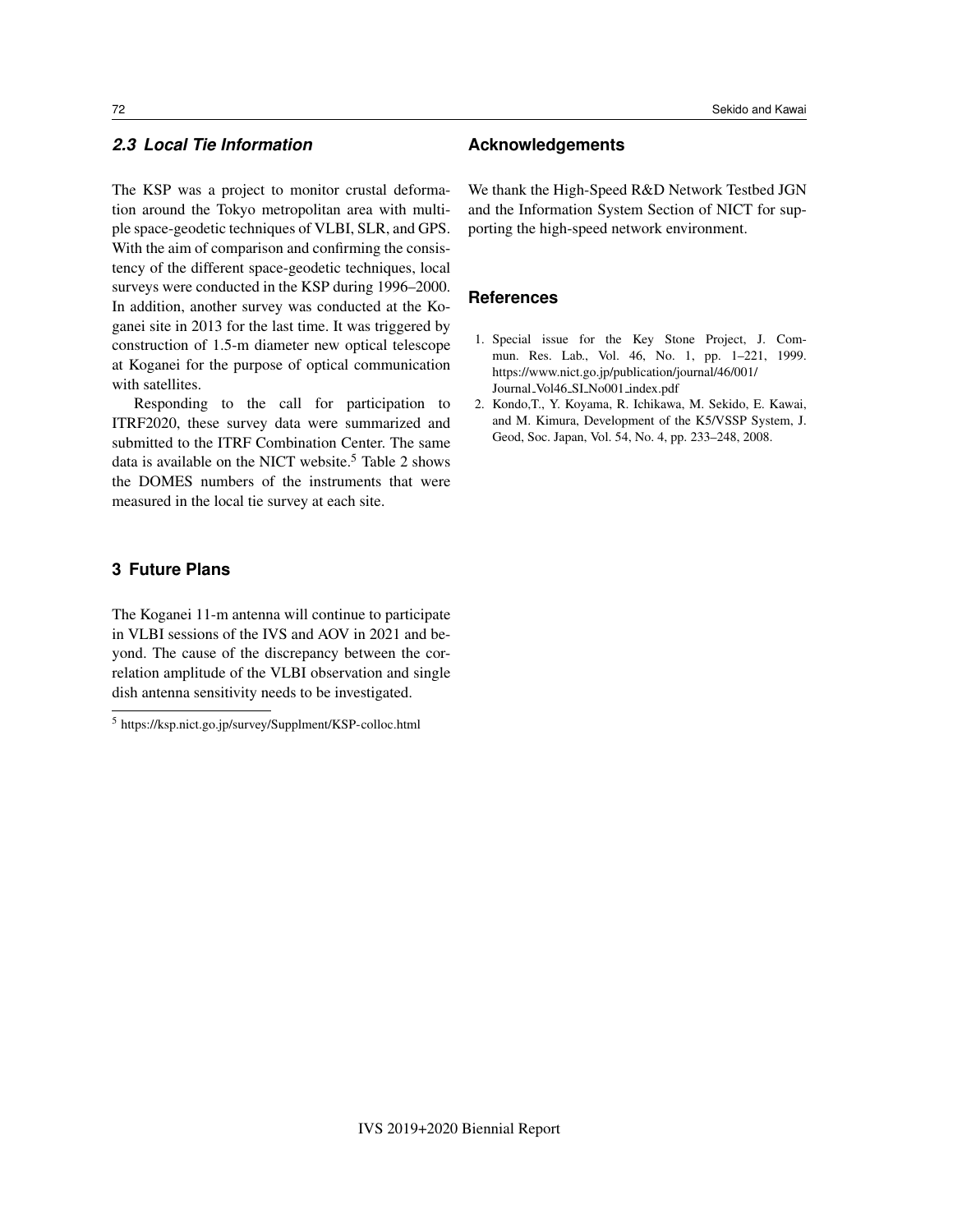### 2.3 Local Tie Information

The KSP was a project to monitor crustal deformation around the Tokyo metropolitan area with multiple space-geodetic techniques of VLBI, SLR, and GPS. With the aim of comparison and confirming the consistency of the different space-geodetic techniques, local surveys were conducted in the KSP during 1996–2000. In addition, another survey was conducted at the Koganei site in 2013 for the last time. It was triggered by construction of 1.5-m diameter new optical telescope at Koganei for the purpose of optical communication with satellites.

Responding to the call for participation to ITRF2020, these survey data were summarized and submitted to the ITRF Combination Center. The same data is available on the NICT website.[5] Table 2 shows the DOMES numbers of the instruments that were measured in the local tie survey at each site.

## 3 Future Plans

The Koganei 11-m antenna will continue to participate in VLBI sessions of the IVS and AOV in 2021 and beyond. The cause of the discrepancy between the correlation amplitude of the VLBI observation and single dish antenna sensitivity needs to be investigated.

[5] https://ksp.nict.go.jp/survey/Supplment/KSP-colloc.html

## Acknowledgements

We thank the High-Speed R&D Network Testbed JGN and the Information System Section of NICT for supporting the high-speed network environment.

## References

1. Special issue for the Key Stone Project, J. Commun. Res. Lab., Vol. 46, No. 1, pp. 1–221, 1999. https://www.nict.go.jp/publication/journal/46/001/Journal_Vol46_SI_No001_index.pdf
2. Kondo,T., Y. Koyama, R. Ichikawa, M. Sekido, E. Kawai, and M. Kimura, Development of the K5/VSSP System, J. Geod, Soc. Japan, Vol. 54, No. 4, pp. 233–248, 2008.